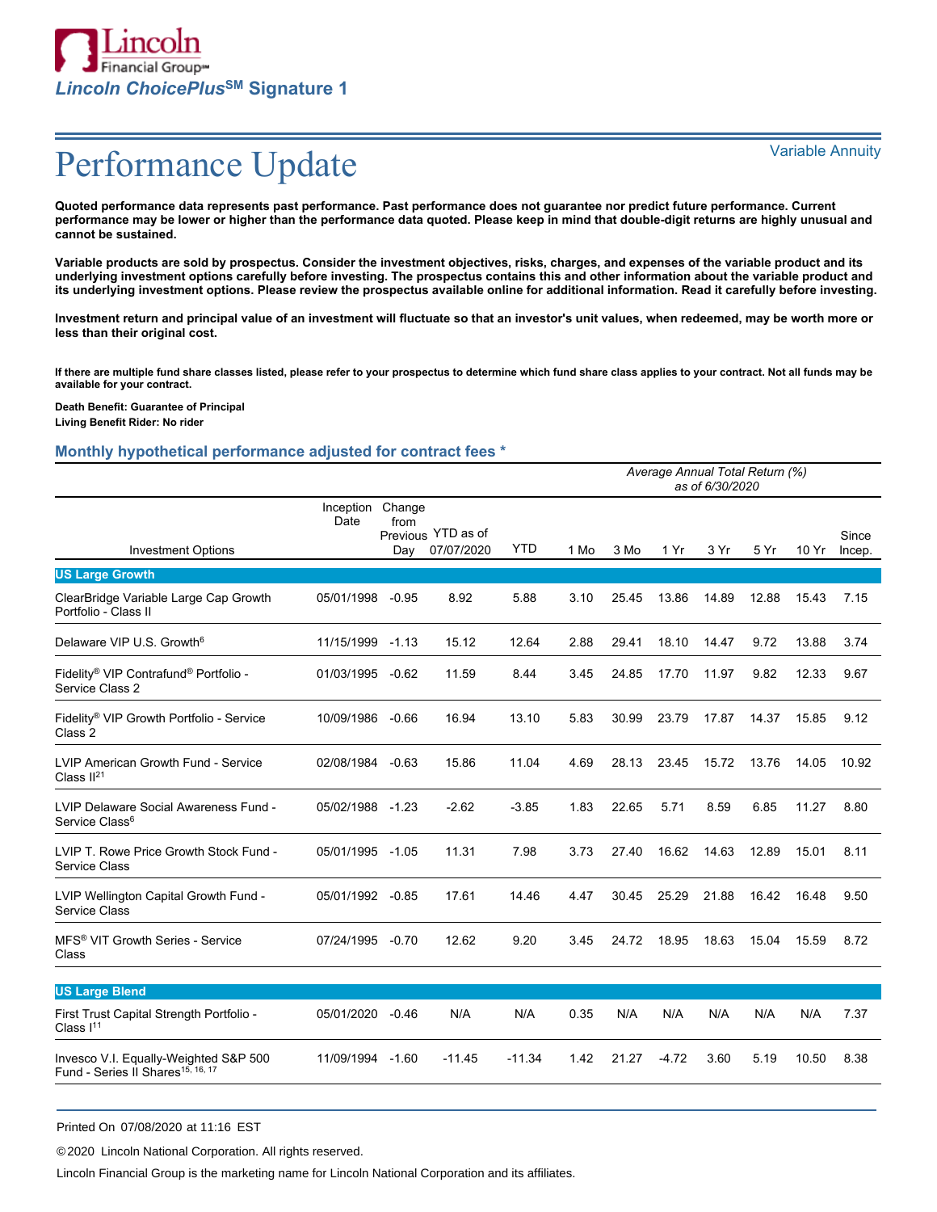Lincoln Financial Group

***Lincoln ChoicePlus*SM Signature 1**

# Performance Update

Variable Annuity

**Quoted performance data represents past performance. Past performance does not guarantee nor predict future performance. Current performance may be lower or higher than the performance data quoted. Please keep in mind that double-digit returns are highly unusual and cannot be sustained.**

**Variable products are sold by prospectus. Consider the investment objectives, risks, charges, and expenses of the variable product and its underlying investment options carefully before investing. The prospectus contains this and other information about the variable product and its underlying investment options. Please review the prospectus available online for additional information. Read it carefully before investing.**

**Investment return and principal value of an investment will fluctuate so that an investor's unit values, when redeemed, may be worth more or less than their original cost.**

**If there are multiple fund share classes listed, please refer to your prospectus to determine which fund share class applies to your contract. Not all funds may be available for your contract.**

**Death Benefit: Guarantee of Principal**
**Living Benefit Rider: No rider**

## Monthly hypothetical performance adjusted for contract fees *

| | | | | | *Average Annual Total Return (%) as of 6/30/2020* | | | | | | | |
|---|---|---|---|---|---|---|---|---|---|---|---|---|
| Investment Options | Inception Date | Change from Previous Day | YTD as of 07/07/2020 | YTD | 1 Mo | 3 Mo | 1 Yr | 3 Yr | 5 Yr | 10 Yr | Since Incep. |
| **US Large Growth** | | | | | | | | | | | |
| ClearBridge Variable Large Cap Growth Portfolio - Class II | 05/01/1998 | -0.95 | 8.92 | 5.88 | 3.10 | 25.45 | 13.86 | 14.89 | 12.88 | 15.43 | 7.15 |
| Delaware VIP U.S. Growth[6] | 11/15/1999 | -1.13 | 15.12 | 12.64 | 2.88 | 29.41 | 18.10 | 14.47 | 9.72 | 13.88 | 3.74 |
| Fidelity® VIP Contrafund® Portfolio - Service Class 2 | 01/03/1995 | -0.62 | 11.59 | 8.44 | 3.45 | 24.85 | 17.70 | 11.97 | 9.82 | 12.33 | 9.67 |
| Fidelity® VIP Growth Portfolio - Service Class 2 | 10/09/1986 | -0.66 | 16.94 | 13.10 | 5.83 | 30.99 | 23.79 | 17.87 | 14.37 | 15.85 | 9.12 |
| LVIP American Growth Fund - Service Class II[21] | 02/08/1984 | -0.63 | 15.86 | 11.04 | 4.69 | 28.13 | 23.45 | 15.72 | 13.76 | 14.05 | 10.92 |
| LVIP Delaware Social Awareness Fund - Service Class[6] | 05/02/1988 | -1.23 | -2.62 | -3.85 | 1.83 | 22.65 | 5.71 | 8.59 | 6.85 | 11.27 | 8.80 |
| LVIP T. Rowe Price Growth Stock Fund - Service Class | 05/01/1995 | -1.05 | 11.31 | 7.98 | 3.73 | 27.40 | 16.62 | 14.63 | 12.89 | 15.01 | 8.11 |
| LVIP Wellington Capital Growth Fund - Service Class | 05/01/1992 | -0.85 | 17.61 | 14.46 | 4.47 | 30.45 | 25.29 | 21.88 | 16.42 | 16.48 | 9.50 |
| MFS® VIT Growth Series - Service Class | 07/24/1995 | -0.70 | 12.62 | 9.20 | 3.45 | 24.72 | 18.95 | 18.63 | 15.04 | 15.59 | 8.72 |
| **US Large Blend** | | | | | | | | | | | |
| First Trust Capital Strength Portfolio - Class I[11] | 05/01/2020 | -0.46 | N/A | N/A | 0.35 | N/A | N/A | N/A | N/A | N/A | 7.37 |
| Invesco V.I. Equally-Weighted S&P 500 Fund - Series II Shares[15, 16, 17] | 11/09/1994 | -1.60 | -11.45 | -11.34 | 1.42 | 21.27 | -4.72 | 3.60 | 5.19 | 10.50 | 8.38 |

Printed On 07/08/2020 at 11:16 EST

© 2020 Lincoln National Corporation. All rights reserved.

Lincoln Financial Group is the marketing name for Lincoln National Corporation and its affiliates.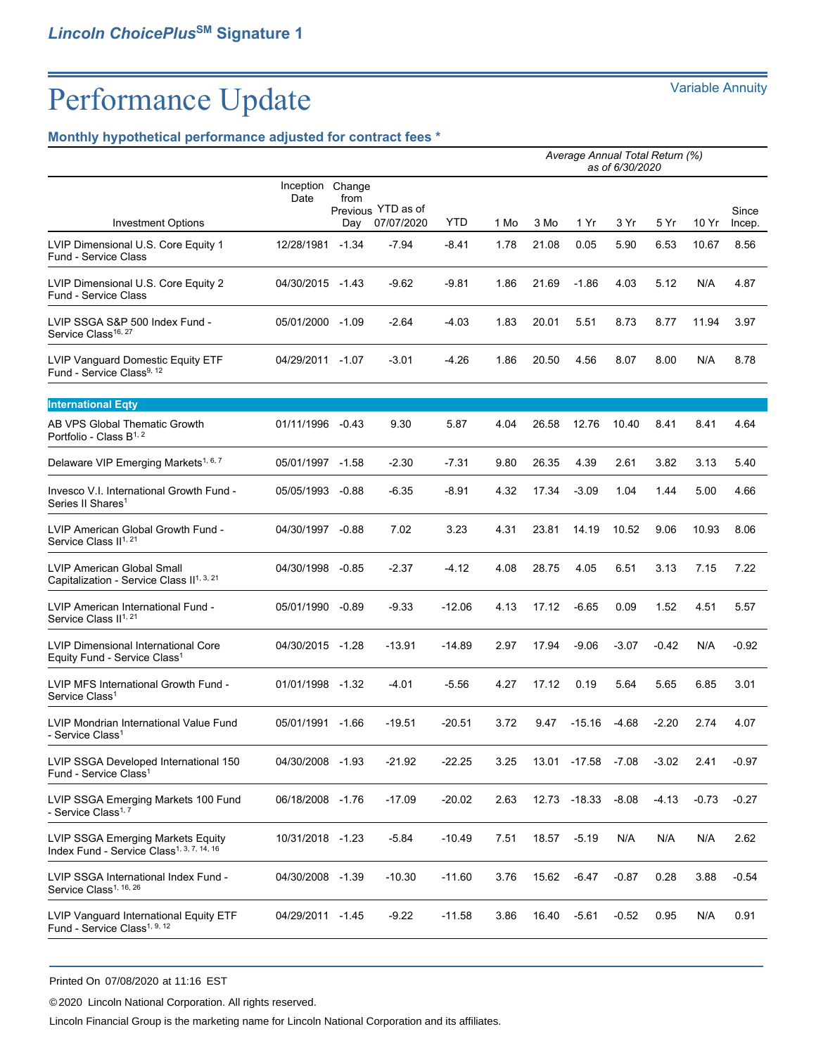## Lincoln ChoicePlus℠ Signature 1

# Performance Update

Variable Annuity

### Monthly hypothetical performance adjusted for contract fees *

| Investment Options | Inception Date | Change from Previous Day | YTD as of 07/07/2020 | YTD | 1 Mo | 3 Mo | 1 Yr | 3 Yr | 5 Yr | 10 Yr | Since Incep. |
|---|---|---|---|---|---|---|---|---|---|---|---|
| | | | | Average Annual Total Return (%) as of 6/30/2020 | | | | | | | |
| LVIP Dimensional U.S. Core Equity 1 Fund - Service Class | 12/28/1981 | -1.34 | -7.94 | -8.41 | 1.78 | 21.08 | 0.05 | 5.90 | 6.53 | 10.67 | 8.56 |
| LVIP Dimensional U.S. Core Equity 2 Fund - Service Class | 04/30/2015 | -1.43 | -9.62 | -9.81 | 1.86 | 21.69 | -1.86 | 4.03 | 5.12 | N/A | 4.87 |
| LVIP SSGA S&P 500 Index Fund - Service Class[16, 27] | 05/01/2000 | -1.09 | -2.64 | -4.03 | 1.83 | 20.01 | 5.51 | 8.73 | 8.77 | 11.94 | 3.97 |
| LVIP Vanguard Domestic Equity ETF Fund - Service Class[9, 12] | 04/29/2011 | -1.07 | -3.01 | -4.26 | 1.86 | 20.50 | 4.56 | 8.07 | 8.00 | N/A | 8.78 |
| **International Eqty** | | | | | | | | | | | |
| AB VPS Global Thematic Growth Portfolio - Class B[1, 2] | 01/11/1996 | -0.43 | 9.30 | 5.87 | 4.04 | 26.58 | 12.76 | 10.40 | 8.41 | 8.41 | 4.64 |
| Delaware VIP Emerging Markets[1, 6, 7] | 05/01/1997 | -1.58 | -2.30 | -7.31 | 9.80 | 26.35 | 4.39 | 2.61 | 3.82 | 3.13 | 5.40 |
| Invesco V.I. International Growth Fund - Series II Shares[1] | 05/05/1993 | -0.88 | -6.35 | -8.91 | 4.32 | 17.34 | -3.09 | 1.04 | 1.44 | 5.00 | 4.66 |
| LVIP American Global Growth Fund - Service Class II[1, 21] | 04/30/1997 | -0.88 | 7.02 | 3.23 | 4.31 | 23.81 | 14.19 | 10.52 | 9.06 | 10.93 | 8.06 |
| LVIP American Global Small Capitalization - Service Class II[1, 3, 21] | 04/30/1998 | -0.85 | -2.37 | -4.12 | 4.08 | 28.75 | 4.05 | 6.51 | 3.13 | 7.15 | 7.22 |
| LVIP American International Fund - Service Class II[1, 21] | 05/01/1990 | -0.89 | -9.33 | -12.06 | 4.13 | 17.12 | -6.65 | 0.09 | 1.52 | 4.51 | 5.57 |
| LVIP Dimensional International Core Equity Fund - Service Class[1] | 04/30/2015 | -1.28 | -13.91 | -14.89 | 2.97 | 17.94 | -9.06 | -3.07 | -0.42 | N/A | -0.92 |
| LVIP MFS International Growth Fund - Service Class[1] | 01/01/1998 | -1.32 | -4.01 | -5.56 | 4.27 | 17.12 | 0.19 | 5.64 | 5.65 | 6.85 | 3.01 |
| LVIP Mondrian International Value Fund - Service Class[1] | 05/01/1991 | -1.66 | -19.51 | -20.51 | 3.72 | 9.47 | -15.16 | -4.68 | -2.20 | 2.74 | 4.07 |
| LVIP SSGA Developed International 150 Fund - Service Class[1] | 04/30/2008 | -1.93 | -21.92 | -22.25 | 3.25 | 13.01 | -17.58 | -7.08 | -3.02 | 2.41 | -0.97 |
| LVIP SSGA Emerging Markets 100 Fund - Service Class[1, 7] | 06/18/2008 | -1.76 | -17.09 | -20.02 | 2.63 | 12.73 | -18.33 | -8.08 | -4.13 | -0.73 | -0.27 |
| LVIP SSGA Emerging Markets Equity Index Fund - Service Class[1, 3, 7, 14, 16] | 10/31/2018 | -1.23 | -5.84 | -10.49 | 7.51 | 18.57 | -5.19 | N/A | N/A | N/A | 2.62 |
| LVIP SSGA International Index Fund - Service Class[1, 16, 26] | 04/30/2008 | -1.39 | -10.30 | -11.60 | 3.76 | 15.62 | -6.47 | -0.87 | 0.28 | 3.88 | -0.54 |
| LVIP Vanguard International Equity ETF Fund - Service Class[1, 9, 12] | 04/29/2011 | -1.45 | -9.22 | -11.58 | 3.86 | 16.40 | -5.61 | -0.52 | 0.95 | N/A | 0.91 |

Printed On 07/08/2020 at 11:16 EST

© 2020 Lincoln National Corporation. All rights reserved.

Lincoln Financial Group is the marketing name for Lincoln National Corporation and its affiliates.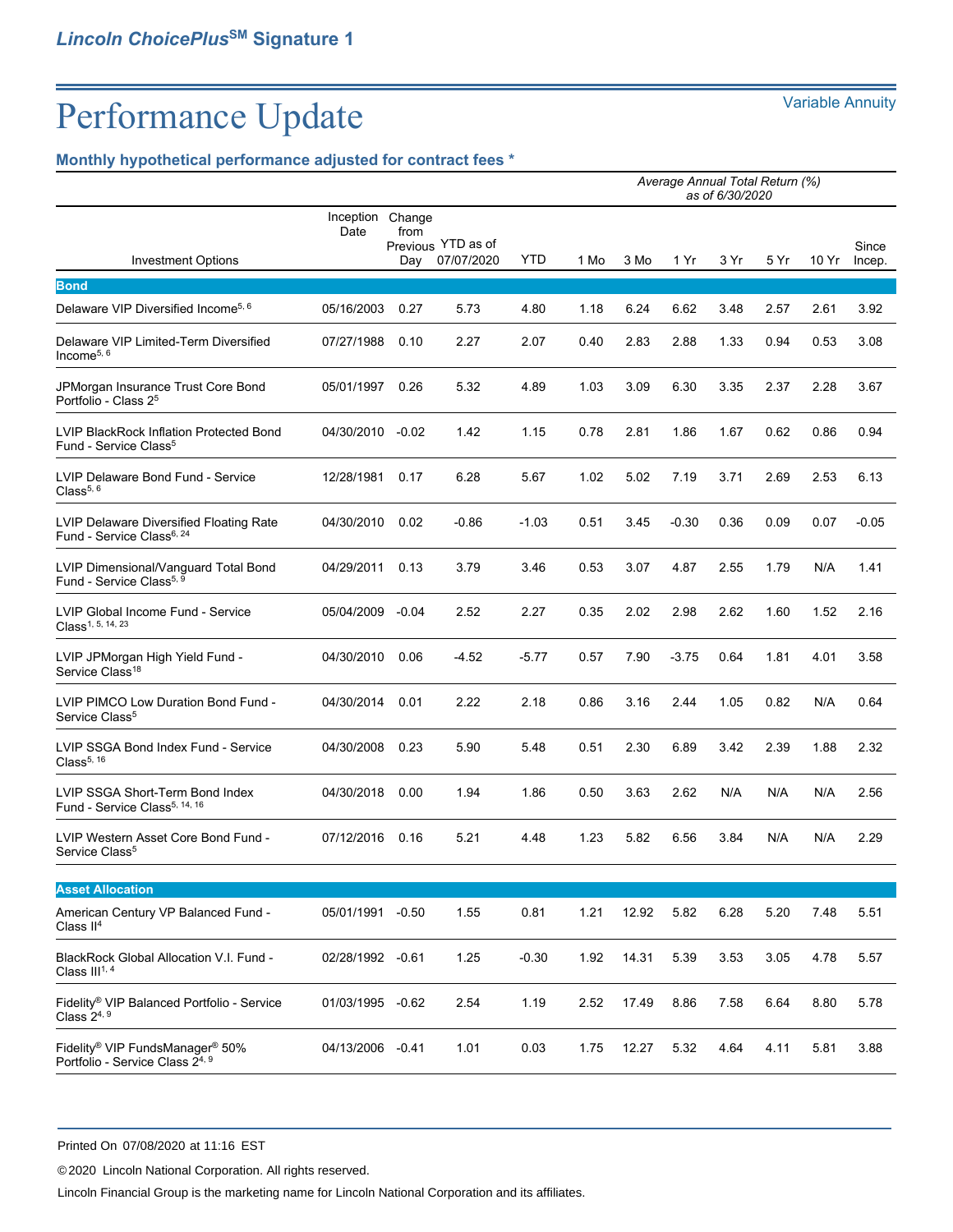*Lincoln ChoicePlus*℠ **Signature 1**

# Performance Update

Variable Annuity

## Monthly hypothetical performance adjusted for contract fees *

| Investment Options | Inception Date | Change from Previous Day | YTD as of 07/07/2020 | Average Annual Total Return (%) as of 6/30/2020 | | | | | | | |
|---|---|---|---|---|---|---|---|---|---|---|---|
| | | | | YTD | 1 Mo | 3 Mo | 1 Yr | 3 Yr | 5 Yr | 10 Yr | Since Incep. |
| **Bond** | | | | | | | | | | | |
| Delaware VIP Diversified Income[5, 6] | 05/16/2003 | 0.27 | 5.73 | 4.80 | 1.18 | 6.24 | 6.62 | 3.48 | 2.57 | 2.61 | 3.92 |
| Delaware VIP Limited-Term Diversified Income[5, 6] | 07/27/1988 | 0.10 | 2.27 | 2.07 | 0.40 | 2.83 | 2.88 | 1.33 | 0.94 | 0.53 | 3.08 |
| JPMorgan Insurance Trust Core Bond Portfolio - Class 2[5] | 05/01/1997 | 0.26 | 5.32 | 4.89 | 1.03 | 3.09 | 6.30 | 3.35 | 2.37 | 2.28 | 3.67 |
| LVIP BlackRock Inflation Protected Bond Fund - Service Class[5] | 04/30/2010 | -0.02 | 1.42 | 1.15 | 0.78 | 2.81 | 1.86 | 1.67 | 0.62 | 0.86 | 0.94 |
| LVIP Delaware Bond Fund - Service Class[5, 6] | 12/28/1981 | 0.17 | 6.28 | 5.67 | 1.02 | 5.02 | 7.19 | 3.71 | 2.69 | 2.53 | 6.13 |
| LVIP Delaware Diversified Floating Rate Fund - Service Class[6, 24] | 04/30/2010 | 0.02 | -0.86 | -1.03 | 0.51 | 3.45 | -0.30 | 0.36 | 0.09 | 0.07 | -0.05 |
| LVIP Dimensional/Vanguard Total Bond Fund - Service Class[5, 9] | 04/29/2011 | 0.13 | 3.79 | 3.46 | 0.53 | 3.07 | 4.87 | 2.55 | 1.79 | N/A | 1.41 |
| LVIP Global Income Fund - Service Class[1, 5, 14, 23] | 05/04/2009 | -0.04 | 2.52 | 2.27 | 0.35 | 2.02 | 2.98 | 2.62 | 1.60 | 1.52 | 2.16 |
| LVIP JPMorgan High Yield Fund - Service Class[18] | 04/30/2010 | 0.06 | -4.52 | -5.77 | 0.57 | 7.90 | -3.75 | 0.64 | 1.81 | 4.01 | 3.58 |
| LVIP PIMCO Low Duration Bond Fund - Service Class[5] | 04/30/2014 | 0.01 | 2.22 | 2.18 | 0.86 | 3.16 | 2.44 | 1.05 | 0.82 | N/A | 0.64 |
| LVIP SSGA Bond Index Fund - Service Class[5, 16] | 04/30/2008 | 0.23 | 5.90 | 5.48 | 0.51 | 2.30 | 6.89 | 3.42 | 2.39 | 1.88 | 2.32 |
| LVIP SSGA Short-Term Bond Index Fund - Service Class[5, 14, 16] | 04/30/2018 | 0.00 | 1.94 | 1.86 | 0.50 | 3.63 | 2.62 | N/A | N/A | N/A | 2.56 |
| LVIP Western Asset Core Bond Fund - Service Class[5] | 07/12/2016 | 0.16 | 5.21 | 4.48 | 1.23 | 5.82 | 6.56 | 3.84 | N/A | N/A | 2.29 |
| **Asset Allocation** | | | | | | | | | | | |
| American Century VP Balanced Fund - Class II[4] | 05/01/1991 | -0.50 | 1.55 | 0.81 | 1.21 | 12.92 | 5.82 | 6.28 | 5.20 | 7.48 | 5.51 |
| BlackRock Global Allocation V.I. Fund - Class III[1, 4] | 02/28/1992 | -0.61 | 1.25 | -0.30 | 1.92 | 14.31 | 5.39 | 3.53 | 3.05 | 4.78 | 5.57 |
| Fidelity® VIP Balanced Portfolio - Service Class 2[4, 9] | 01/03/1995 | -0.62 | 2.54 | 1.19 | 2.52 | 17.49 | 8.86 | 7.58 | 6.64 | 8.80 | 5.78 |
| Fidelity® VIP FundsManager® 50% Portfolio - Service Class 2[4, 9] | 04/13/2006 | -0.41 | 1.01 | 0.03 | 1.75 | 12.27 | 5.32 | 4.64 | 4.11 | 5.81 | 3.88 |

Printed On 07/08/2020 at 11:16 EST

© 2020 Lincoln National Corporation. All rights reserved.

Lincoln Financial Group is the marketing name for Lincoln National Corporation and its affiliates.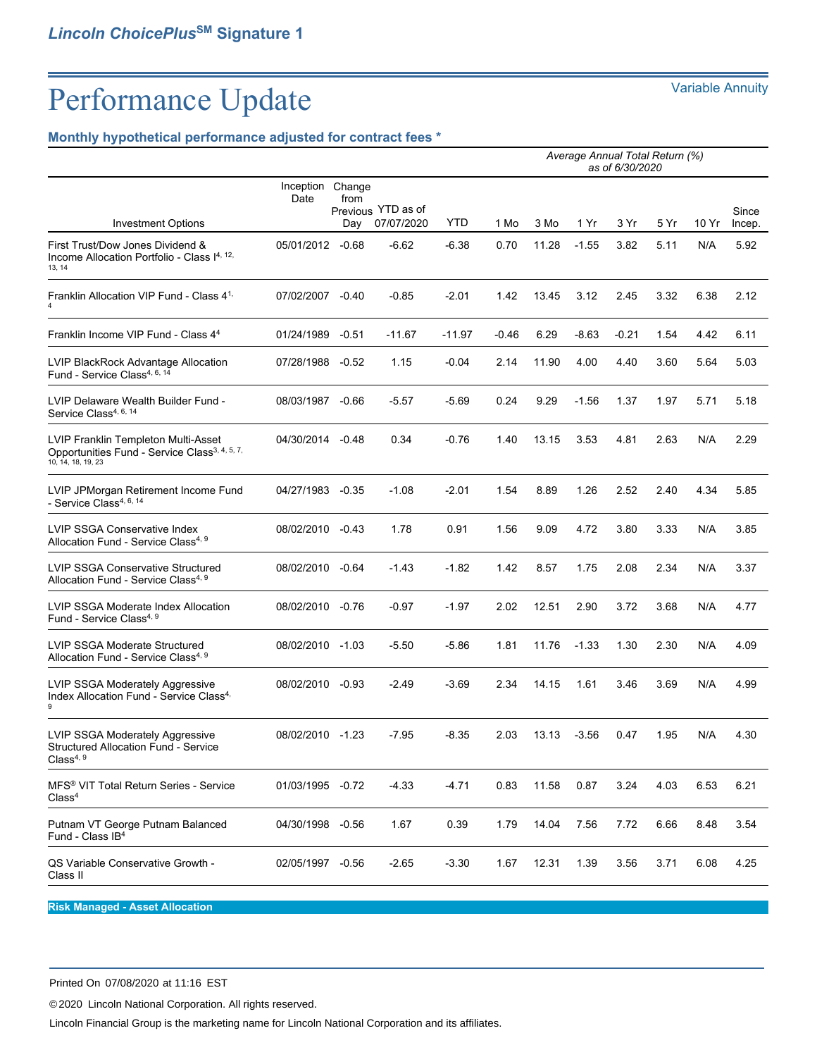# Performance Update

Variable Annuity

### Monthly hypothetical performance adjusted for contract fees *

| Investment Options | Inception Date | Change from Previous Day | YTD as of 07/07/2020 | YTD | 1 Mo | 3 Mo | 1 Yr | 3 Yr | 5 Yr | 10 Yr | Since Incep. |
|---|---|---|---|---|---|---|---|---|---|---|---|
| | | | | *Average Annual Total Return (%) as of 6/30/2020* | | | | | | | |
| First Trust/Dow Jones Dividend & Income Allocation Portfolio - Class I[4, 12, 13, 14] | 05/01/2012 | -0.68 | -6.62 | -6.38 | 0.70 | 11.28 | -1.55 | 3.82 | 5.11 | N/A | 5.92 |
| Franklin Allocation VIP Fund - Class 4[1, 4] | 07/02/2007 | -0.40 | -0.85 | -2.01 | 1.42 | 13.45 | 3.12 | 2.45 | 3.32 | 6.38 | 2.12 |
| Franklin Income VIP Fund - Class 4[4] | 01/24/1989 | -0.51 | -11.67 | -11.97 | -0.46 | 6.29 | -8.63 | -0.21 | 1.54 | 4.42 | 6.11 |
| LVIP BlackRock Advantage Allocation Fund - Service Class[4, 6, 14] | 07/28/1988 | -0.52 | 1.15 | -0.04 | 2.14 | 11.90 | 4.00 | 4.40 | 3.60 | 5.64 | 5.03 |
| LVIP Delaware Wealth Builder Fund - Service Class[4, 6, 14] | 08/03/1987 | -0.66 | -5.57 | -5.69 | 0.24 | 9.29 | -1.56 | 1.37 | 1.97 | 5.71 | 5.18 |
| LVIP Franklin Templeton Multi-Asset Opportunities Fund - Service Class[3, 4, 5, 7, 10, 14, 18, 19, 23] | 04/30/2014 | -0.48 | 0.34 | -0.76 | 1.40 | 13.15 | 3.53 | 4.81 | 2.63 | N/A | 2.29 |
| LVIP JPMorgan Retirement Income Fund - Service Class[4, 6, 14] | 04/27/1983 | -0.35 | -1.08 | -2.01 | 1.54 | 8.89 | 1.26 | 2.52 | 2.40 | 4.34 | 5.85 |
| LVIP SSGA Conservative Index Allocation Fund - Service Class[4, 9] | 08/02/2010 | -0.43 | 1.78 | 0.91 | 1.56 | 9.09 | 4.72 | 3.80 | 3.33 | N/A | 3.85 |
| LVIP SSGA Conservative Structured Allocation Fund - Service Class[4, 9] | 08/02/2010 | -0.64 | -1.43 | -1.82 | 1.42 | 8.57 | 1.75 | 2.08 | 2.34 | N/A | 3.37 |
| LVIP SSGA Moderate Index Allocation Fund - Service Class[4, 9] | 08/02/2010 | -0.76 | -0.97 | -1.97 | 2.02 | 12.51 | 2.90 | 3.72 | 3.68 | N/A | 4.77 |
| LVIP SSGA Moderate Structured Allocation Fund - Service Class[4, 9] | 08/02/2010 | -1.03 | -5.50 | -5.86 | 1.81 | 11.76 | -1.33 | 1.30 | 2.30 | N/A | 4.09 |
| LVIP SSGA Moderately Aggressive Index Allocation Fund - Service Class[4, 9] | 08/02/2010 | -0.93 | -2.49 | -3.69 | 2.34 | 14.15 | 1.61 | 3.46 | 3.69 | N/A | 4.99 |
| LVIP SSGA Moderately Aggressive Structured Allocation Fund - Service Class[4, 9] | 08/02/2010 | -1.23 | -7.95 | -8.35 | 2.03 | 13.13 | -3.56 | 0.47 | 1.95 | N/A | 4.30 |
| MFS® VIT Total Return Series - Service Class[4] | 01/03/1995 | -0.72 | -4.33 | -4.71 | 0.83 | 11.58 | 0.87 | 3.24 | 4.03 | 6.53 | 6.21 |
| Putnam VT George Putnam Balanced Fund - Class IB[4] | 04/30/1998 | -0.56 | 1.67 | 0.39 | 1.79 | 14.04 | 7.56 | 7.72 | 6.66 | 8.48 | 3.54 |
| QS Variable Conservative Growth - Class II | 02/05/1997 | -0.56 | -2.65 | -3.30 | 1.67 | 12.31 | 1.39 | 3.56 | 3.71 | 6.08 | 4.25 |

**Risk Managed - Asset Allocation**

Printed On 07/08/2020 at 11:16 EST

© 2020 Lincoln National Corporation. All rights reserved.

Lincoln Financial Group is the marketing name for Lincoln National Corporation and its affiliates.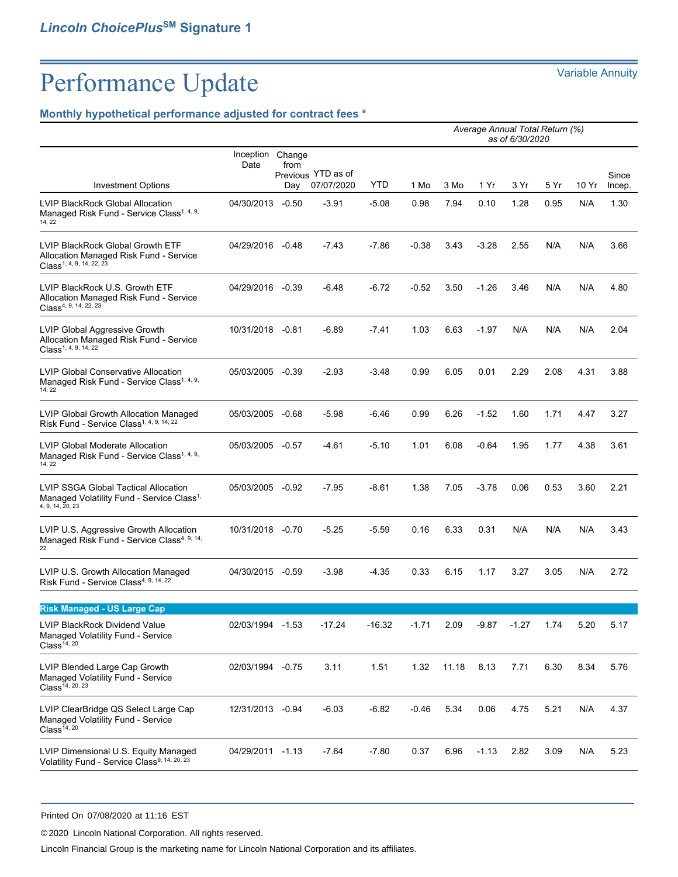# Lincoln ChoicePlus[SM] Signature 1

# Performance Update

Variable Annuity

### Monthly hypothetical performance adjusted for contract fees *

| Investment Options | Inception Date | Change from Previous Day | YTD as of 07/07/2020 | YTD | 1 Mo | 3 Mo | 1 Yr | 3 Yr | 5 Yr | 10 Yr | Since Incep. |
|---|---|---|---|---|---|---|---|---|---|---|---|
| | | | | | *Average Annual Total Return (%) as of 6/30/2020* | | | | | | |
| LVIP BlackRock Global Allocation Managed Risk Fund - Service Class[1, 4, 9, 14, 22] | 04/30/2013 | -0.50 | -3.91 | -5.08 | 0.98 | 7.94 | 0.10 | 1.28 | 0.95 | N/A | 1.30 |
| LVIP BlackRock Global Growth ETF Allocation Managed Risk Fund - Service Class[1, 4, 9, 14, 22, 23] | 04/29/2016 | -0.48 | -7.43 | -7.86 | -0.38 | 3.43 | -3.28 | 2.55 | N/A | N/A | 3.66 |
| LVIP BlackRock U.S. Growth ETF Allocation Managed Risk Fund - Service Class[4, 9, 14, 22, 23] | 04/29/2016 | -0.39 | -6.48 | -6.72 | -0.52 | 3.50 | -1.26 | 3.46 | N/A | N/A | 4.80 |
| LVIP Global Aggressive Growth Allocation Managed Risk Fund - Service Class[1, 4, 9, 14, 22] | 10/31/2018 | -0.81 | -6.89 | -7.41 | 1.03 | 6.63 | -1.97 | N/A | N/A | N/A | 2.04 |
| LVIP Global Conservative Allocation Managed Risk Fund - Service Class[1, 4, 9, 14, 22] | 05/03/2005 | -0.39 | -2.93 | -3.48 | 0.99 | 6.05 | 0.01 | 2.29 | 2.08 | 4.31 | 3.88 |
| LVIP Global Growth Allocation Managed Risk Fund - Service Class[1, 4, 9, 14, 22] | 05/03/2005 | -0.68 | -5.98 | -6.46 | 0.99 | 6.26 | -1.52 | 1.60 | 1.71 | 4.47 | 3.27 |
| LVIP Global Moderate Allocation Managed Risk Fund - Service Class[1, 4, 9, 14, 22] | 05/03/2005 | -0.57 | -4.61 | -5.10 | 1.01 | 6.08 | -0.64 | 1.95 | 1.77 | 4.38 | 3.61 |
| LVIP SSGA Global Tactical Allocation Managed Volatility Fund - Service Class[1, 4, 9, 14, 20, 23] | 05/03/2005 | -0.92 | -7.95 | -8.61 | 1.38 | 7.05 | -3.78 | 0.06 | 0.53 | 3.60 | 2.21 |
| LVIP U.S. Aggressive Growth Allocation Managed Risk Fund - Service Class[4, 9, 14, 22] | 10/31/2018 | -0.70 | -5.25 | -5.59 | 0.16 | 6.33 | 0.31 | N/A | N/A | N/A | 3.43 |
| LVIP U.S. Growth Allocation Managed Risk Fund - Service Class[4, 9, 14, 22] | 04/30/2015 | -0.59 | -3.98 | -4.35 | 0.33 | 6.15 | 1.17 | 3.27 | 3.05 | N/A | 2.72 |
| **Risk Managed - US Large Cap** | | | | | | | | | | | |
| LVIP BlackRock Dividend Value Managed Volatility Fund - Service Class[14, 20] | 02/03/1994 | -1.53 | -17.24 | -16.32 | -1.71 | 2.09 | -9.87 | -1.27 | 1.74 | 5.20 | 5.17 |
| LVIP Blended Large Cap Growth Managed Volatility Fund - Service Class[14, 20, 23] | 02/03/1994 | -0.75 | 3.11 | 1.51 | 1.32 | 11.18 | 8.13 | 7.71 | 6.30 | 8.34 | 5.76 |
| LVIP ClearBridge QS Select Large Cap Managed Volatility Fund - Service Class[14, 20] | 12/31/2013 | -0.94 | -6.03 | -6.82 | -0.46 | 5.34 | 0.06 | 4.75 | 5.21 | N/A | 4.37 |
| LVIP Dimensional U.S. Equity Managed Volatility Fund - Service Class[9, 14, 20, 23] | 04/29/2011 | -1.13 | -7.64 | -7.80 | 0.37 | 6.96 | -1.13 | 2.82 | 3.09 | N/A | 5.23 |

Printed On 07/08/2020 at 11:16 EST

© 2020 Lincoln National Corporation. All rights reserved.

Lincoln Financial Group is the marketing name for Lincoln National Corporation and its affiliates.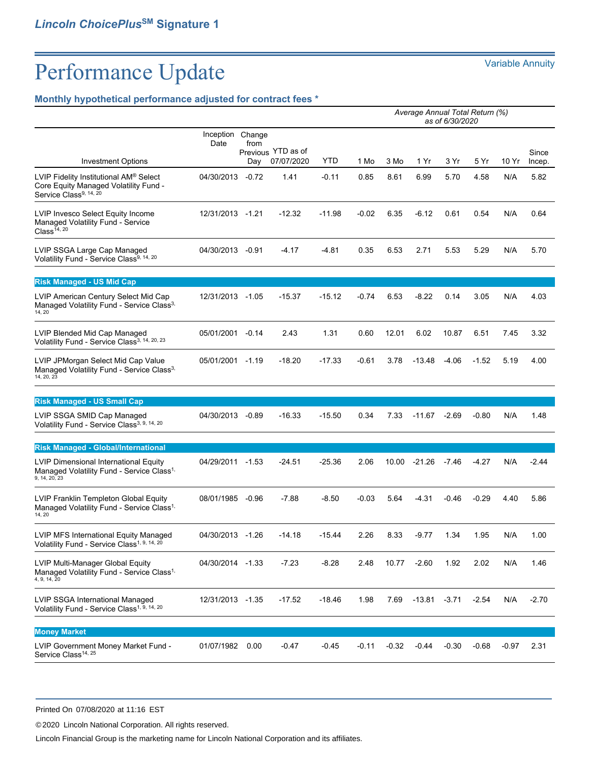## Lincoln ChoicePlus℠ Signature 1

# Performance Update

Variable Annuity

### Monthly hypothetical performance adjusted for contract fees *

| Investment Options | Inception Date | Change from Previous Day | YTD as of 07/07/2020 | Average Annual Total Return (%) as of 6/30/2020 YTD | 1 Mo | 3 Mo | 1 Yr | 3 Yr | 5 Yr | 10 Yr | Since Incep. |
|---|---|---|---|---|---|---|---|---|---|---|---|
| LVIP Fidelity Institutional AM® Select Core Equity Managed Volatility Fund - Service Class[9, 14, 20] | 04/30/2013 | -0.72 | 1.41 | -0.11 | 0.85 | 8.61 | 6.99 | 5.70 | 4.58 | N/A | 5.82 |
| LVIP Invesco Select Equity Income Managed Volatility Fund - Service Class[14, 20] | 12/31/2013 | -1.21 | -12.32 | -11.98 | -0.02 | 6.35 | -6.12 | 0.61 | 0.54 | N/A | 0.64 |
| LVIP SSGA Large Cap Managed Volatility Fund - Service Class[9, 14, 20] | 04/30/2013 | -0.91 | -4.17 | -4.81 | 0.35 | 6.53 | 2.71 | 5.53 | 5.29 | N/A | 5.70 |
| **Risk Managed - US Mid Cap** | | | | | | | | | | | |
| LVIP American Century Select Mid Cap Managed Volatility Fund - Service Class[3, 14, 20] | 12/31/2013 | -1.05 | -15.37 | -15.12 | -0.74 | 6.53 | -8.22 | 0.14 | 3.05 | N/A | 4.03 |
| LVIP Blended Mid Cap Managed Volatility Fund - Service Class[3, 14, 20, 23] | 05/01/2001 | -0.14 | 2.43 | 1.31 | 0.60 | 12.01 | 6.02 | 10.87 | 6.51 | 7.45 | 3.32 |
| LVIP JPMorgan Select Mid Cap Value Managed Volatility Fund - Service Class[3, 14, 20, 23] | 05/01/2001 | -1.19 | -18.20 | -17.33 | -0.61 | 3.78 | -13.48 | -4.06 | -1.52 | 5.19 | 4.00 |
| **Risk Managed - US Small Cap** | | | | | | | | | | | |
| LVIP SSGA SMID Cap Managed Volatility Fund - Service Class[3, 9, 14, 20] | 04/30/2013 | -0.89 | -16.33 | -15.50 | 0.34 | 7.33 | -11.67 | -2.69 | -0.80 | N/A | 1.48 |
| **Risk Managed - Global/International** | | | | | | | | | | | |
| LVIP Dimensional International Equity Managed Volatility Fund - Service Class[1, 9, 14, 20, 23] | 04/29/2011 | -1.53 | -24.51 | -25.36 | 2.06 | 10.00 | -21.26 | -7.46 | -4.27 | N/A | -2.44 |
| LVIP Franklin Templeton Global Equity Managed Volatility Fund - Service Class[1, 14, 20] | 08/01/1985 | -0.96 | -7.88 | -8.50 | -0.03 | 5.64 | -4.31 | -0.46 | -0.29 | 4.40 | 5.86 |
| LVIP MFS International Equity Managed Volatility Fund - Service Class[1, 9, 14, 20] | 04/30/2013 | -1.26 | -14.18 | -15.44 | 2.26 | 8.33 | -9.77 | 1.34 | 1.95 | N/A | 1.00 |
| LVIP Multi-Manager Global Equity Managed Volatility Fund - Service Class[1, 4, 9, 14, 20] | 04/30/2014 | -1.33 | -7.23 | -8.28 | 2.48 | 10.77 | -2.60 | 1.92 | 2.02 | N/A | 1.46 |
| LVIP SSGA International Managed Volatility Fund - Service Class[1, 9, 14, 20] | 12/31/2013 | -1.35 | -17.52 | -18.46 | 1.98 | 7.69 | -13.81 | -3.71 | -2.54 | N/A | -2.70 |
| **Money Market** | | | | | | | | | | | |
| LVIP Government Money Market Fund - Service Class[14, 25] | 01/07/1982 | 0.00 | -0.47 | -0.45 | -0.11 | -0.32 | -0.44 | -0.30 | -0.68 | -0.97 | 2.31 |

Printed On 07/08/2020 at 11:16 EST

© 2020 Lincoln National Corporation. All rights reserved.

Lincoln Financial Group is the marketing name for Lincoln National Corporation and its affiliates.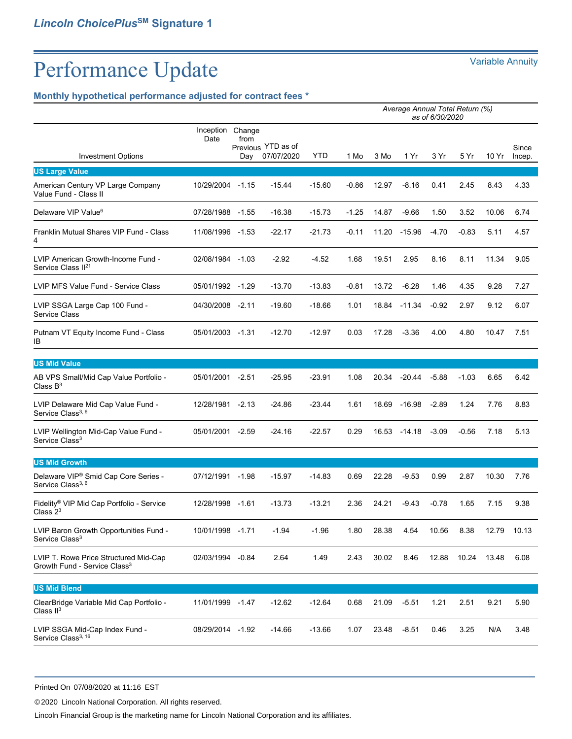Performance Update

Variable Annuity

### Monthly hypothetical performance adjusted for contract fees *

| Investment Options | Inception Date | Change from Previous Day | YTD as of 07/07/2020 | YTD | 1 Mo | 3 Mo | 1 Yr | 3 Yr | 5 Yr | 10 Yr | Since Incep. |
|---|---|---|---|---|---|---|---|---|---|---|---|
| | | | | *Average Annual Total Return (%) as of 6/30/2020* | | | | | | | |
| **US Large Value** | | | | | | | | | | | |
| American Century VP Large Company Value Fund - Class II | 10/29/2004 | -1.15 | -15.44 | -15.60 | -0.86 | 12.97 | -8.16 | 0.41 | 2.45 | 8.43 | 4.33 |
| Delaware VIP Value[6] | 07/28/1988 | -1.55 | -16.38 | -15.73 | -1.25 | 14.87 | -9.66 | 1.50 | 3.52 | 10.06 | 6.74 |
| Franklin Mutual Shares VIP Fund - Class 4 | 11/08/1996 | -1.53 | -22.17 | -21.73 | -0.11 | 11.20 | -15.96 | -4.70 | -0.83 | 5.11 | 4.57 |
| LVIP American Growth-Income Fund - Service Class II[21] | 02/08/1984 | -1.03 | -2.92 | -4.52 | 1.68 | 19.51 | 2.95 | 8.16 | 8.11 | 11.34 | 9.05 |
| LVIP MFS Value Fund - Service Class | 05/01/1992 | -1.29 | -13.70 | -13.83 | -0.81 | 13.72 | -6.28 | 1.46 | 4.35 | 9.28 | 7.27 |
| LVIP SSGA Large Cap 100 Fund - Service Class | 04/30/2008 | -2.11 | -19.60 | -18.66 | 1.01 | 18.84 | -11.34 | -0.92 | 2.97 | 9.12 | 6.07 |
| Putnam VT Equity Income Fund - Class IB | 05/01/2003 | -1.31 | -12.70 | -12.97 | 0.03 | 17.28 | -3.36 | 4.00 | 4.80 | 10.47 | 7.51 |
| **US Mid Value** | | | | | | | | | | | |
| AB VPS Small/Mid Cap Value Portfolio - Class B[3] | 05/01/2001 | -2.51 | -25.95 | -23.91 | 1.08 | 20.34 | -20.44 | -5.88 | -1.03 | 6.65 | 6.42 |
| LVIP Delaware Mid Cap Value Fund - Service Class[3, 6] | 12/28/1981 | -2.13 | -24.86 | -23.44 | 1.61 | 18.69 | -16.98 | -2.89 | 1.24 | 7.76 | 8.83 |
| LVIP Wellington Mid-Cap Value Fund - Service Class[3] | 05/01/2001 | -2.59 | -24.16 | -22.57 | 0.29 | 16.53 | -14.18 | -3.09 | -0.56 | 7.18 | 5.13 |
| **US Mid Growth** | | | | | | | | | | | |
| Delaware VIP® Smid Cap Core Series - Service Class[3, 6] | 07/12/1991 | -1.98 | -15.97 | -14.83 | 0.69 | 22.28 | -9.53 | 0.99 | 2.87 | 10.30 | 7.76 |
| Fidelity® VIP Mid Cap Portfolio - Service Class 2[3] | 12/28/1998 | -1.61 | -13.73 | -13.21 | 2.36 | 24.21 | -9.43 | -0.78 | 1.65 | 7.15 | 9.38 |
| LVIP Baron Growth Opportunities Fund - Service Class[3] | 10/01/1998 | -1.71 | -1.94 | -1.96 | 1.80 | 28.38 | 4.54 | 10.56 | 8.38 | 12.79 | 10.13 |
| LVIP T. Rowe Price Structured Mid-Cap Growth Fund - Service Class[3] | 02/03/1994 | -0.84 | 2.64 | 1.49 | 2.43 | 30.02 | 8.46 | 12.88 | 10.24 | 13.48 | 6.08 |
| **US Mid Blend** | | | | | | | | | | | |
| ClearBridge Variable Mid Cap Portfolio - Class II[3] | 11/01/1999 | -1.47 | -12.62 | -12.64 | 0.68 | 21.09 | -5.51 | 1.21 | 2.51 | 9.21 | 5.90 |
| LVIP SSGA Mid-Cap Index Fund - Service Class[3, 16] | 08/29/2014 | -1.92 | -14.66 | -13.66 | 1.07 | 23.48 | -8.51 | 0.46 | 3.25 | N/A | 3.48 |

Printed On 07/08/2020 at 11:16 EST

© 2020 Lincoln National Corporation. All rights reserved.

Lincoln Financial Group is the marketing name for Lincoln National Corporation and its affiliates.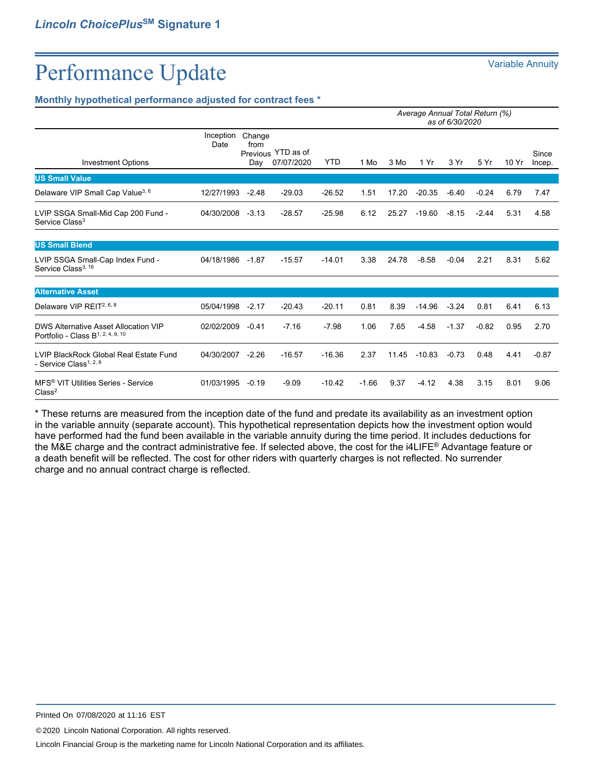*Lincoln ChoicePlus*℠ **Signature 1**

# Performance Update

Variable Annuity

**Monthly hypothetical performance adjusted for contract fees \***

| | | | | | *Average Annual Total Return (%) as of 6/30/2020* | | | | | | | |
|---|---|---|---|---|---|---|---|---|---|---|---|---|
| Investment Options | Inception Date | Change from Previous Day | YTD as of 07/07/2020 | YTD | 1 Mo | 3 Mo | 1 Yr | 3 Yr | 5 Yr | 10 Yr | Since Incep. |
| **US Small Value** | | | | | | | | | | | |
| Delaware VIP Small Cap Value[3, 6] | 12/27/1993 | -2.48 | -29.03 | -26.52 | 1.51 | 17.20 | -20.35 | -6.40 | -0.24 | 6.79 | 7.47 |
| LVIP SSGA Small-Mid Cap 200 Fund - Service Class[3] | 04/30/2008 | -3.13 | -28.57 | -25.98 | 6.12 | 25.27 | -19.60 | -8.15 | -2.44 | 5.31 | 4.58 |
| **US Small Blend** | | | | | | | | | | | |
| LVIP SSGA Small-Cap Index Fund - Service Class[3, 16] | 04/18/1986 | -1.87 | -15.57 | -14.01 | 3.38 | 24.78 | -8.58 | -0.04 | 2.21 | 8.31 | 5.62 |
| **Alternative Asset** | | | | | | | | | | | |
| Delaware VIP REIT[2, 6, 8] | 05/04/1998 | -2.17 | -20.43 | -20.11 | 0.81 | 8.39 | -14.96 | -3.24 | 0.81 | 6.41 | 6.13 |
| DWS Alternative Asset Allocation VIP Portfolio - Class B[1, 2, 4, 9, 10] | 02/02/2009 | -0.41 | -7.16 | -7.98 | 1.06 | 7.65 | -4.58 | -1.37 | -0.82 | 0.95 | 2.70 |
| LVIP BlackRock Global Real Estate Fund - Service Class[1, 2, 8] | 04/30/2007 | -2.26 | -16.57 | -16.36 | 2.37 | 11.45 | -10.83 | -0.73 | 0.48 | 4.41 | -0.87 |
| MFS® VIT Utilities Series - Service Class[2] | 01/03/1995 | -0.19 | -9.09 | -10.42 | -1.66 | 9.37 | -4.12 | 4.38 | 3.15 | 8.01 | 9.06 |

\* These returns are measured from the inception date of the fund and predate its availability as an investment option in the variable annuity (separate account). This hypothetical representation depicts how the investment option would have performed had the fund been available in the variable annuity during the time period. It includes deductions for the M&E charge and the contract administrative fee. If selected above, the cost for the i4LIFE® Advantage feature or a death benefit will be reflected. The cost for other riders with quarterly charges is not reflected. No surrender charge and no annual contract charge is reflected.

Printed On 07/08/2020 at 11:16 EST

© 2020 Lincoln National Corporation. All rights reserved.

Lincoln Financial Group is the marketing name for Lincoln National Corporation and its affiliates.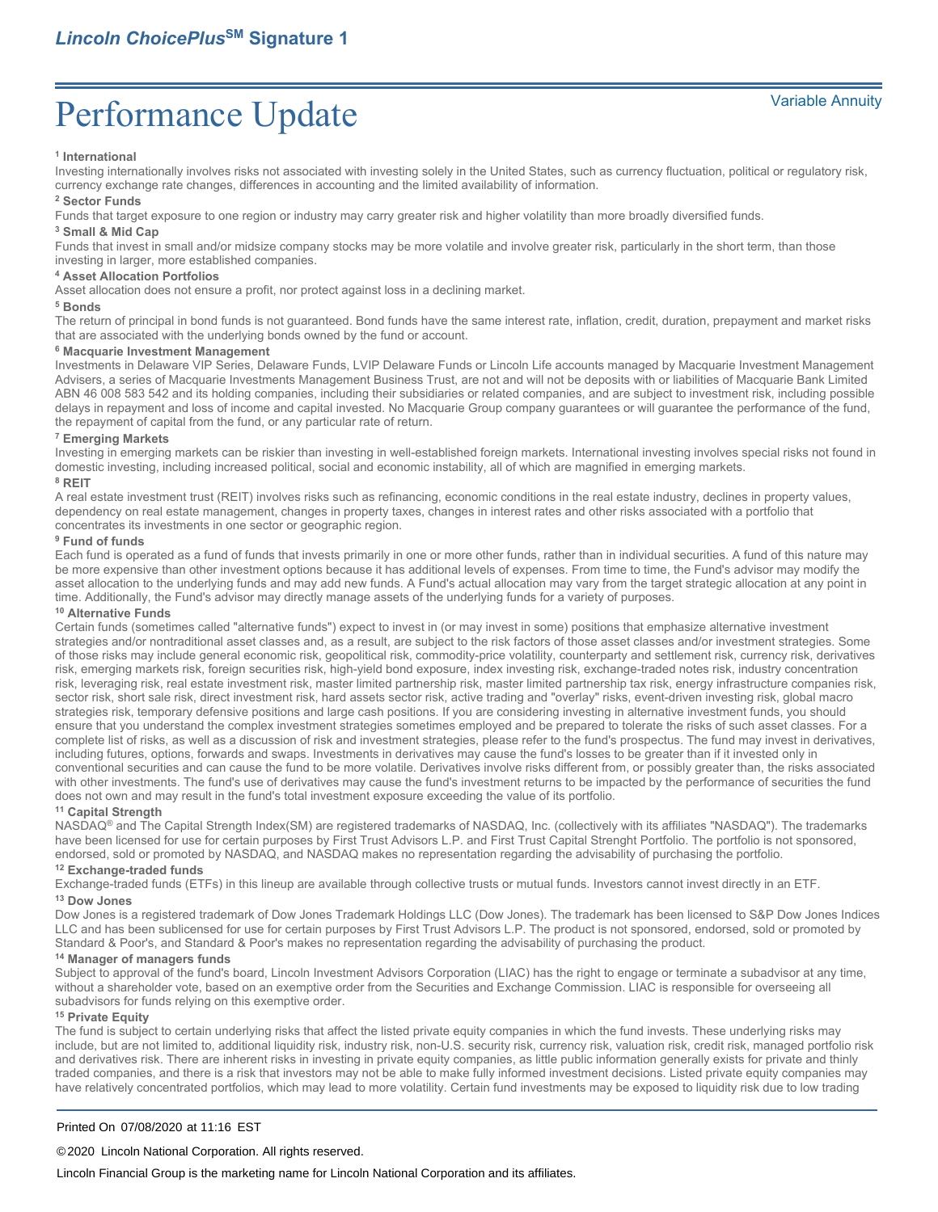# Performance Update

Variable Annuity

**[1] International**

Investing internationally involves risks not associated with investing solely in the United States, such as currency fluctuation, political or regulatory risk, currency exchange rate changes, differences in accounting and the limited availability of information.

**[2] Sector Funds**

Funds that target exposure to one region or industry may carry greater risk and higher volatility than more broadly diversified funds.

**[3] Small & Mid Cap**

Funds that invest in small and/or midsize company stocks may be more volatile and involve greater risk, particularly in the short term, than those investing in larger, more established companies.

**[4] Asset Allocation Portfolios**

Asset allocation does not ensure a profit, nor protect against loss in a declining market.

**[5] Bonds**

The return of principal in bond funds is not guaranteed. Bond funds have the same interest rate, inflation, credit, duration, prepayment and market risks that are associated with the underlying bonds owned by the fund or account.

**[6] Macquarie Investment Management**

Investments in Delaware VIP Series, Delaware Funds, LVIP Delaware Funds or Lincoln Life accounts managed by Macquarie Investment Management Advisers, a series of Macquarie Investments Management Business Trust, are not and will not be deposits with or liabilities of Macquarie Bank Limited ABN 46 008 583 542 and its holding companies, including their subsidiaries or related companies, and are subject to investment risk, including possible delays in repayment and loss of income and capital invested. No Macquarie Group company guarantees or will guarantee the performance of the fund, the repayment of capital from the fund, or any particular rate of return.

**[7] Emerging Markets**

Investing in emerging markets can be riskier than investing in well-established foreign markets. International investing involves special risks not found in domestic investing, including increased political, social and economic instability, all of which are magnified in emerging markets.

**[8] REIT**

A real estate investment trust (REIT) involves risks such as refinancing, economic conditions in the real estate industry, declines in property values, dependency on real estate management, changes in property taxes, changes in interest rates and other risks associated with a portfolio that concentrates its investments in one sector or geographic region.

**[9] Fund of funds**

Each fund is operated as a fund of funds that invests primarily in one or more other funds, rather than in individual securities. A fund of this nature may be more expensive than other investment options because it has additional levels of expenses. From time to time, the Fund's advisor may modify the asset allocation to the underlying funds and may add new funds. A Fund's actual allocation may vary from the target strategic allocation at any point in time. Additionally, the Fund's advisor may directly manage assets of the underlying funds for a variety of purposes.

**[10] Alternative Funds**

Certain funds (sometimes called "alternative funds") expect to invest in (or may invest in some) positions that emphasize alternative investment strategies and/or nontraditional asset classes and, as a result, are subject to the risk factors of those asset classes and/or investment strategies. Some of those risks may include general economic risk, geopolitical risk, commodity-price volatility, counterparty and settlement risk, currency risk, derivatives risk, emerging markets risk, foreign securities risk, high-yield bond exposure, index investing risk, exchange-traded notes risk, industry concentration risk, leveraging risk, real estate investment risk, master limited partnership risk, master limited partnership tax risk, energy infrastructure companies risk, sector risk, short sale risk, direct investment risk, hard assets sector risk, active trading and "overlay" risks, event-driven investing risk, global macro strategies risk, temporary defensive positions and large cash positions. If you are considering investing in alternative investment funds, you should ensure that you understand the complex investment strategies sometimes employed and be prepared to tolerate the risks of such asset classes. For a complete list of risks, as well as a discussion of risk and investment strategies, please refer to the fund's prospectus. The fund may invest in derivatives, including futures, options, forwards and swaps. Investments in derivatives may cause the fund's losses to be greater than if it invested only in conventional securities and can cause the fund to be more volatile. Derivatives involve risks different from, or possibly greater than, the risks associated with other investments. The fund's use of derivatives may cause the fund's investment returns to be impacted by the performance of securities the fund does not own and may result in the fund's total investment exposure exceeding the value of its portfolio.

**[11] Capital Strength**

NASDAQ® and The Capital Strength Index(SM) are registered trademarks of NASDAQ, Inc. (collectively with its affiliates "NASDAQ"). The trademarks have been licensed for use for certain purposes by First Trust Advisors L.P. and First Trust Capital Strenght Portfolio. The portfolio is not sponsored, endorsed, sold or promoted by NASDAQ, and NASDAQ makes no representation regarding the advisability of purchasing the portfolio.

**[12] Exchange-traded funds**

Exchange-traded funds (ETFs) in this lineup are available through collective trusts or mutual funds. Investors cannot invest directly in an ETF.

**[13] Dow Jones**

Dow Jones is a registered trademark of Dow Jones Trademark Holdings LLC (Dow Jones). The trademark has been licensed to S&P Dow Jones Indices LLC and has been sublicensed for use for certain purposes by First Trust Advisors L.P. The product is not sponsored, endorsed, sold or promoted by Standard & Poor's, and Standard & Poor's makes no representation regarding the advisability of purchasing the product.

**[14] Manager of managers funds**

Subject to approval of the fund's board, Lincoln Investment Advisors Corporation (LIAC) has the right to engage or terminate a subadvisor at any time, without a shareholder vote, based on an exemptive order from the Securities and Exchange Commission. LIAC is responsible for overseeing all subadvisors for funds relying on this exemptive order.

**[15] Private Equity**

The fund is subject to certain underlying risks that affect the listed private equity companies in which the fund invests. These underlying risks may include, but are not limited to, additional liquidity risk, industry risk, non-U.S. security risk, currency risk, valuation risk, credit risk, managed portfolio risk and derivatives risk. There are inherent risks in investing in private equity companies, as little public information generally exists for private and thinly traded companies, and there is a risk that investors may not be able to make fully informed investment decisions. Listed private equity companies may have relatively concentrated portfolios, which may lead to more volatility. Certain fund investments may be exposed to liquidity risk due to low trading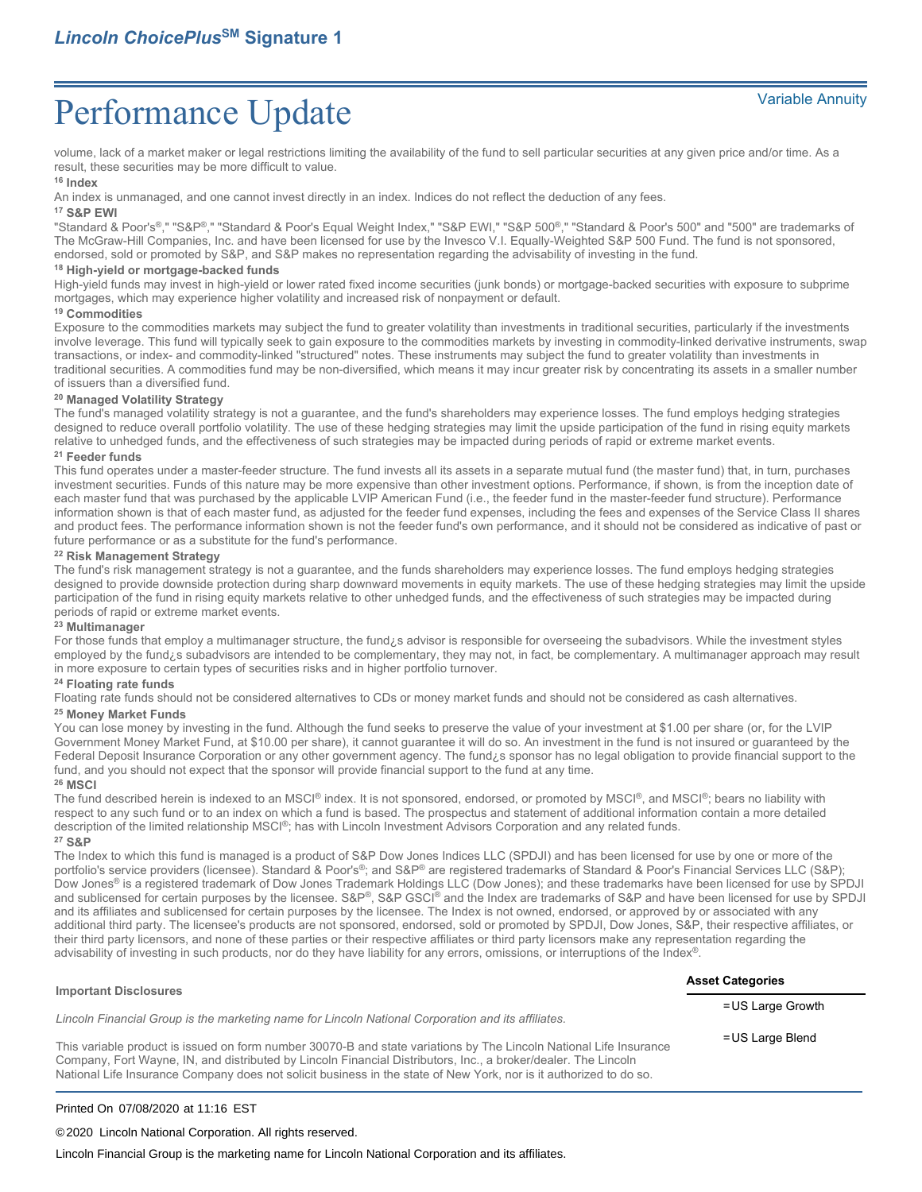volume, lack of a market maker or legal restrictions limiting the availability of the fund to sell particular securities at any given price and/or time. As a result, these securities may be more difficult to value.

**[16] Index**

An index is unmanaged, and one cannot invest directly in an index. Indices do not reflect the deduction of any fees.

**[17] S&P EWI**

"Standard & Poor's®," "S&P®," "Standard & Poor's Equal Weight Index," "S&P EWI," "S&P 500®," "Standard & Poor's 500" and "500" are trademarks of The McGraw-Hill Companies, Inc. and have been licensed for use by the Invesco V.I. Equally-Weighted S&P 500 Fund. The fund is not sponsored, endorsed, sold or promoted by S&P, and S&P makes no representation regarding the advisability of investing in the fund.

**[18] High-yield or mortgage-backed funds**

High-yield funds may invest in high-yield or lower rated fixed income securities (junk bonds) or mortgage-backed securities with exposure to subprime mortgages, which may experience higher volatility and increased risk of nonpayment or default.

**[19] Commodities**

Exposure to the commodities markets may subject the fund to greater volatility than investments in traditional securities, particularly if the investments involve leverage. This fund will typically seek to gain exposure to the commodities markets by investing in commodity-linked derivative instruments, swap transactions, or index- and commodity-linked "structured" notes. These instruments may subject the fund to greater volatility than investments in traditional securities. A commodities fund may be non-diversified, which means it may incur greater risk by concentrating its assets in a smaller number of issuers than a diversified fund.

**[20] Managed Volatility Strategy**

The fund's managed volatility strategy is not a guarantee, and the fund's shareholders may experience losses. The fund employs hedging strategies designed to reduce overall portfolio volatility. The use of these hedging strategies may limit the upside participation of the fund in rising equity markets relative to unhedged funds, and the effectiveness of such strategies may be impacted during periods of rapid or extreme market events.

**[21] Feeder funds**

This fund operates under a master-feeder structure. The fund invests all its assets in a separate mutual fund (the master fund) that, in turn, purchases investment securities. Funds of this nature may be more expensive than other investment options. Performance, if shown, is from the inception date of each master fund that was purchased by the applicable LVIP American Fund (i.e., the feeder fund in the master-feeder fund structure). Performance information shown is that of each master fund, as adjusted for the feeder fund expenses, including the fees and expenses of the Service Class II shares and product fees. The performance information shown is not the feeder fund's own performance, and it should not be considered as indicative of past or future performance or as a substitute for the fund's performance.

**[22] Risk Management Strategy**

The fund's risk management strategy is not a guarantee, and the funds shareholders may experience losses. The fund employs hedging strategies designed to provide downside protection during sharp downward movements in equity markets. The use of these hedging strategies may limit the upside participation of the fund in rising equity markets relative to other unhedged funds, and the effectiveness of such strategies may be impacted during periods of rapid or extreme market events.

**[23] Multimanager**

For those funds that employ a multimanager structure, the fund¿s advisor is responsible for overseeing the subadvisors. While the investment styles employed by the fund¿s subadvisors are intended to be complementary, they may not, in fact, be complementary. A multimanager approach may result in more exposure to certain types of securities risks and in higher portfolio turnover.

**[24] Floating rate funds**

Floating rate funds should not be considered alternatives to CDs or money market funds and should not be considered as cash alternatives.

**[25] Money Market Funds**

You can lose money by investing in the fund. Although the fund seeks to preserve the value of your investment at $1.00 per share (or, for the LVIP Government Money Market Fund, at $10.00 per share), it cannot guarantee it will do so. An investment in the fund is not insured or guaranteed by the Federal Deposit Insurance Corporation or any other government agency. The fund¿s sponsor has no legal obligation to provide financial support to the fund, and you should not expect that the sponsor will provide financial support to the fund at any time.

**[26] MSCI**

The fund described herein is indexed to an MSCI® index. It is not sponsored, endorsed, or promoted by MSCI®, and MSCI®; bears no liability with respect to any such fund or to an index on which a fund is based. The prospectus and statement of additional information contain a more detailed description of the limited relationship MSCI®; has with Lincoln Investment Advisors Corporation and any related funds.

**[27] S&P**

The Index to which this fund is managed is a product of S&P Dow Jones Indices LLC (SPDJI) and has been licensed for use by one or more of the portfolio's service providers (licensee). Standard & Poor's®; and S&P® are registered trademarks of Standard & Poor's Financial Services LLC (S&P); Dow Jones® is a registered trademark of Dow Jones Trademark Holdings LLC (Dow Jones); and these trademarks have been licensed for use by SPDJI and sublicensed for certain purposes by the licensee. S&P®, S&P GSCI® and the Index are trademarks of S&P and have been licensed for use by SPDJI and its affiliates and sublicensed for certain purposes by the licensee. The Index is not owned, endorsed, or approved by or associated with any additional third party. The licensee's products are not sponsored, endorsed, sold or promoted by SPDJI, Dow Jones, S&P, their respective affiliates, or their third party licensors, and none of these parties or their respective affiliates or third party licensors make any representation regarding the advisability of investing in such products, nor do they have liability for any errors, omissions, or interruptions of the Index®.

**Important Disclosures**

*Lincoln Financial Group is the marketing name for Lincoln National Corporation and its affiliates.*

This variable product is issued on form number 30070-B and state variations by The Lincoln National Life Insurance Company, Fort Wayne, IN, and distributed by Lincoln Financial Distributors, Inc., a broker/dealer. The Lincoln National Life Insurance Company does not solicit business in the state of New York, nor is it authorized to do so.

**Asset Categories**

=US Large Growth

=US Large Blend

Printed On 07/08/2020 at 11:16 EST

© 2020 Lincoln National Corporation. All rights reserved.

Lincoln Financial Group is the marketing name for Lincoln National Corporation and its affiliates.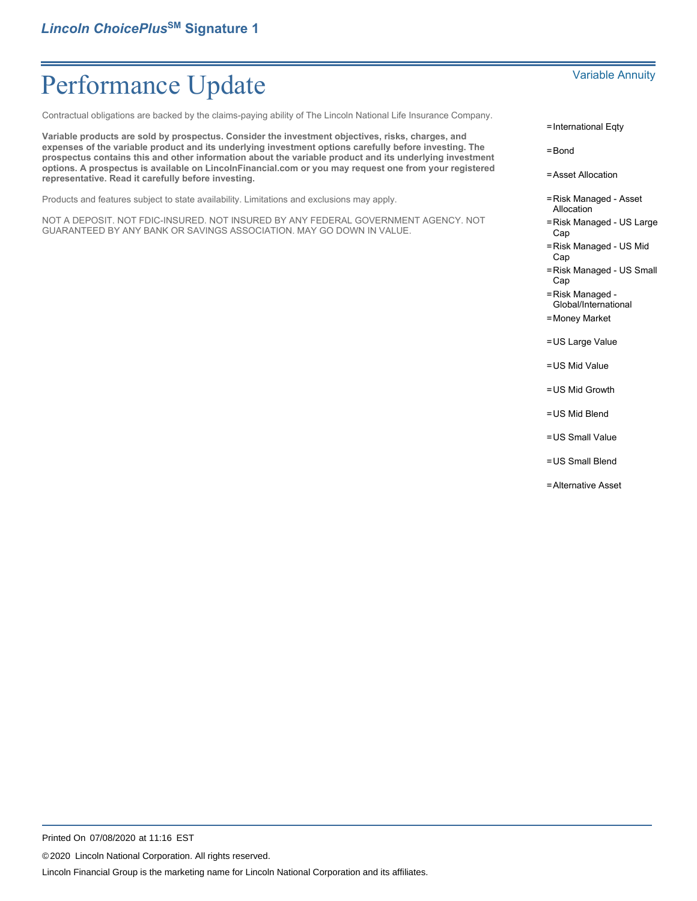# Performance Update

Variable Annuity

Contractual obligations are backed by the claims-paying ability of The Lincoln National Life Insurance Company.

**Variable products are sold by prospectus. Consider the investment objectives, risks, charges, and expenses of the variable product and its underlying investment options carefully before investing. The prospectus contains this and other information about the variable product and its underlying investment options. A prospectus is available on LincolnFinancial.com or you may request one from your registered representative. Read it carefully before investing.**

Products and features subject to state availability. Limitations and exclusions may apply.

NOT A DEPOSIT. NOT FDIC-INSURED. NOT INSURED BY ANY FEDERAL GOVERNMENT AGENCY. NOT GUARANTEED BY ANY BANK OR SAVINGS ASSOCIATION. MAY GO DOWN IN VALUE.

= International Eqty

= Bond

= Asset Allocation

= Risk Managed - Asset Allocation

= Risk Managed - US Large Cap

= Risk Managed - US Mid Cap

= Risk Managed - US Small Cap

= Risk Managed - Global/International

= Money Market

= US Large Value

= US Mid Value

= US Mid Growth

= US Mid Blend

= US Small Value

= US Small Blend

= Alternative Asset

Printed On 07/08/2020 at 11:16 EST

© 2020 Lincoln National Corporation. All rights reserved.

Lincoln Financial Group is the marketing name for Lincoln National Corporation and its affiliates.